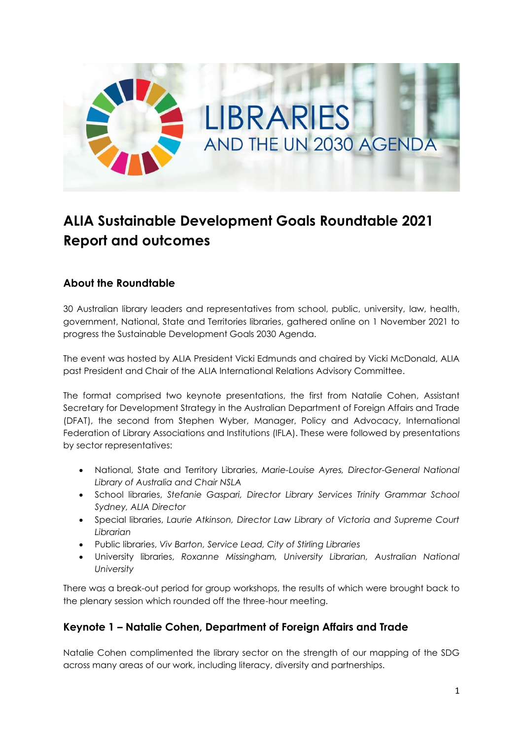LIBRARIES AND THE UN 2030 AGENDA

# ALIA Sustainable Development Goals Roundtable 2021 Report and outcomes

## About the Roundtable

30 Australian library leaders and representatives from school, public, university, law, health, government, National, State and Territories libraries, gathered online on 1 November 2021 to progress the Sustainable Development Goals 2030 Agenda.

The event was hosted by ALIA President Vicki Edmunds and chaired by Vicki McDonald, ALIA past President and Chair of the ALIA International Relations Advisory Committee.

The format comprised two keynote presentations, the first from Natalie Cohen, Assistant Secretary for Development Strategy in the Australian Department of Foreign Affairs and Trade (DFAT), the second from Stephen Wyber, Manager, Policy and Advocacy, International Federation of Library Associations and Institutions (IFLA). These were followed by presentations by sector representatives:

- National, State and Territory Libraries, *Marie-Louise Ayres, Director-General National Library of Australia and Chair NSLA*
- School libraries, *Stefanie Gaspari, Director Library Services Trinity Grammar School Sydney, ALIA Director*
- Special libraries, *Laurie Atkinson, Director Law Library of Victoria and Supreme Court Librarian*
- Public libraries, *Viv Barton, Service Lead, City of Stirling Libraries*
- University libraries, *Roxanne Missingham, University Librarian, Australian National University*

There was a break-out period for group workshops, the results of which were brought back to the plenary session which rounded off the three-hour meeting.

## Keynote 1 – Natalie Cohen, Department of Foreign Affairs and Trade

Natalie Cohen complimented the library sector on the strength of our mapping of the SDG across many areas of our work, including literacy, diversity and partnerships.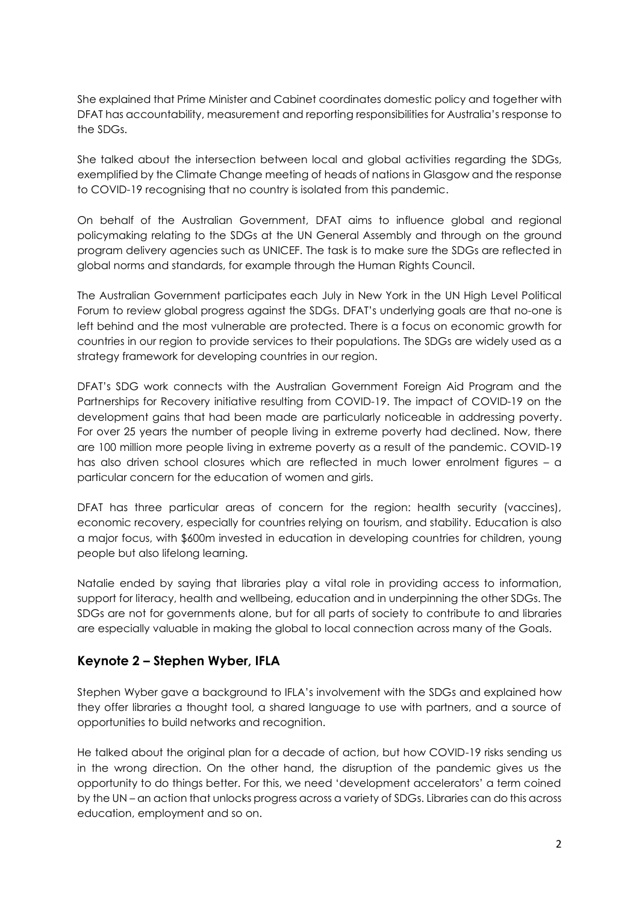She explained that Prime Minister and Cabinet coordinates domestic policy and together with DFAT has accountability, measurement and reporting responsibilities for Australia's response to the SDGs.

She talked about the intersection between local and global activities regarding the SDGs, exemplified by the Climate Change meeting of heads of nations in Glasgow and the response to COVID-19 recognising that no country is isolated from this pandemic.

On behalf of the Australian Government, DFAT aims to influence global and regional policymaking relating to the SDGs at the UN General Assembly and through on the ground program delivery agencies such as UNICEF. The task is to make sure the SDGs are reflected in global norms and standards, for example through the Human Rights Council.

The Australian Government participates each July in New York in the UN High Level Political Forum to review global progress against the SDGs. DFAT's underlying goals are that no-one is left behind and the most vulnerable are protected. There is a focus on economic growth for countries in our region to provide services to their populations. The SDGs are widely used as a strategy framework for developing countries in our region.

DFAT's SDG work connects with the Australian Government Foreign Aid Program and the Partnerships for Recovery initiative resulting from COVID-19. The impact of COVID-19 on the development gains that had been made are particularly noticeable in addressing poverty. For over 25 years the number of people living in extreme poverty had declined. Now, there are 100 million more people living in extreme poverty as a result of the pandemic. COVID-19 has also driven school closures which are reflected in much lower enrolment figures – a particular concern for the education of women and girls.

DFAT has three particular areas of concern for the region: health security (vaccines), economic recovery, especially for countries relying on tourism, and stability. Education is also a major focus, with $600m invested in education in developing countries for children, young people but also lifelong learning.

Natalie ended by saying that libraries play a vital role in providing access to information, support for literacy, health and wellbeing, education and in underpinning the other SDGs. The SDGs are not for governments alone, but for all parts of society to contribute to and libraries are especially valuable in making the global to local connection across many of the Goals.

## Keynote 2 – Stephen Wyber, IFLA

Stephen Wyber gave a background to IFLA's involvement with the SDGs and explained how they offer libraries a thought tool, a shared language to use with partners, and a source of opportunities to build networks and recognition.

He talked about the original plan for a decade of action, but how COVID-19 risks sending us in the wrong direction. On the other hand, the disruption of the pandemic gives us the opportunity to do things better. For this, we need 'development accelerators' a term coined by the UN – an action that unlocks progress across a variety of SDGs. Libraries can do this across education, employment and so on.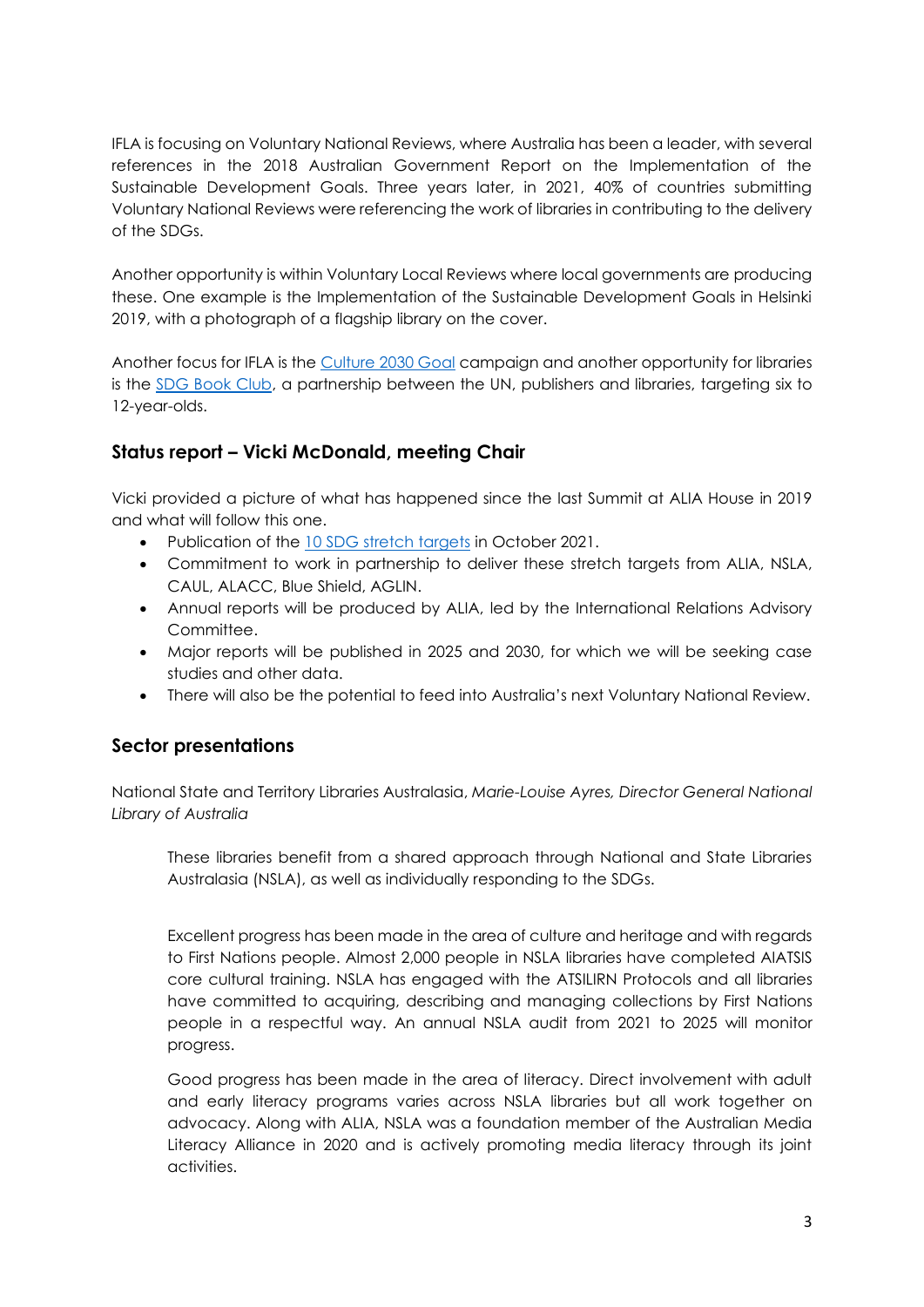IFLA is focusing on Voluntary National Reviews, where Australia has been a leader, with several references in the 2018 Australian Government Report on the Implementation of the Sustainable Development Goals. Three years later, in 2021, 40% of countries submitting Voluntary National Reviews were referencing the work of libraries in contributing to the delivery of the SDGs.

Another opportunity is within Voluntary Local Reviews where local governments are producing these. One example is the Implementation of the Sustainable Development Goals in Helsinki 2019, with a photograph of a flagship library on the cover.

Another focus for IFLA is the Culture 2030 Goal campaign and another opportunity for libraries is the SDG Book Club, a partnership between the UN, publishers and libraries, targeting six to 12-year-olds.

## Status report – Vicki McDonald, meeting Chair

Vicki provided a picture of what has happened since the last Summit at ALIA House in 2019 and what will follow this one.

- Publication of the 10 SDG stretch targets in October 2021.
- Commitment to work in partnership to deliver these stretch targets from ALIA, NSLA, CAUL, ALACC, Blue Shield, AGLIN.
- Annual reports will be produced by ALIA, led by the International Relations Advisory Committee.
- Major reports will be published in 2025 and 2030, for which we will be seeking case studies and other data.
- There will also be the potential to feed into Australia's next Voluntary National Review.

## Sector presentations

National State and Territory Libraries Australasia, *Marie-Louise Ayres, Director General National Library of Australia*

> These libraries benefit from a shared approach through National and State Libraries Australasia (NSLA), as well as individually responding to the SDGs.
>
> Excellent progress has been made in the area of culture and heritage and with regards to First Nations people. Almost 2,000 people in NSLA libraries have completed AIATSIS core cultural training. NSLA has engaged with the ATSILIRN Protocols and all libraries have committed to acquiring, describing and managing collections by First Nations people in a respectful way. An annual NSLA audit from 2021 to 2025 will monitor progress.
>
> Good progress has been made in the area of literacy. Direct involvement with adult and early literacy programs varies across NSLA libraries but all work together on advocacy. Along with ALIA, NSLA was a foundation member of the Australian Media Literacy Alliance in 2020 and is actively promoting media literacy through its joint activities.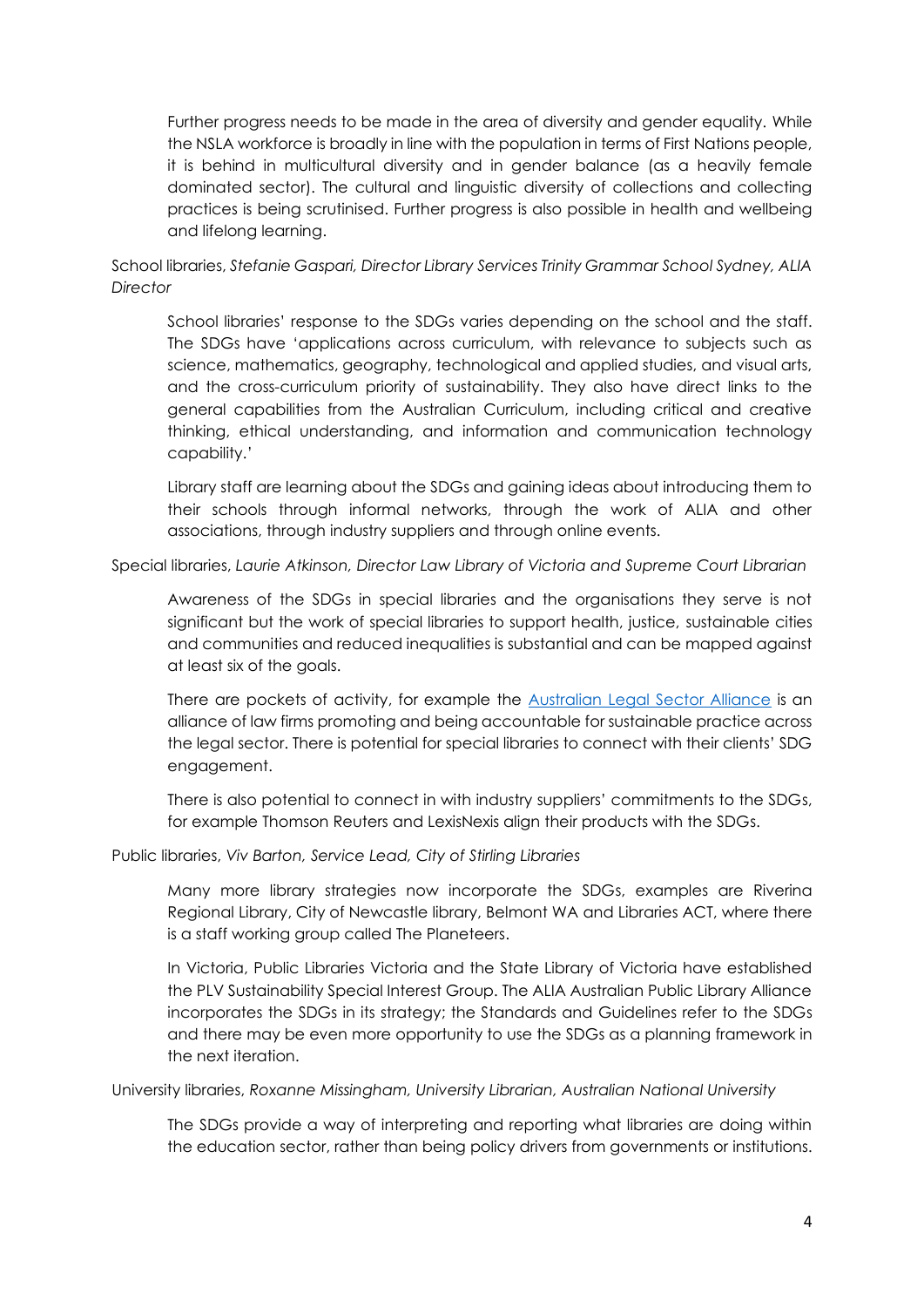Further progress needs to be made in the area of diversity and gender equality. While the NSLA workforce is broadly in line with the population in terms of First Nations people, it is behind in multicultural diversity and in gender balance (as a heavily female dominated sector). The cultural and linguistic diversity of collections and collecting practices is being scrutinised. Further progress is also possible in health and wellbeing and lifelong learning.

School libraries, *Stefanie Gaspari, Director Library Services Trinity Grammar School Sydney, ALIA Director*

School libraries' response to the SDGs varies depending on the school and the staff. The SDGs have 'applications across curriculum, with relevance to subjects such as science, mathematics, geography, technological and applied studies, and visual arts, and the cross-curriculum priority of sustainability. They also have direct links to the general capabilities from the Australian Curriculum, including critical and creative thinking, ethical understanding, and information and communication technology capability.'

Library staff are learning about the SDGs and gaining ideas about introducing them to their schools through informal networks, through the work of ALIA and other associations, through industry suppliers and through online events.

Special libraries, *Laurie Atkinson, Director Law Library of Victoria and Supreme Court Librarian*

Awareness of the SDGs in special libraries and the organisations they serve is not significant but the work of special libraries to support health, justice, sustainable cities and communities and reduced inequalities is substantial and can be mapped against at least six of the goals.

There are pockets of activity, for example the Australian Legal Sector Alliance is an alliance of law firms promoting and being accountable for sustainable practice across the legal sector. There is potential for special libraries to connect with their clients' SDG engagement.

There is also potential to connect in with industry suppliers' commitments to the SDGs, for example Thomson Reuters and LexisNexis align their products with the SDGs.

Public libraries, *Viv Barton, Service Lead, City of Stirling Libraries*

Many more library strategies now incorporate the SDGs, examples are Riverina Regional Library, City of Newcastle library, Belmont WA and Libraries ACT, where there is a staff working group called The Planeteers.

In Victoria, Public Libraries Victoria and the State Library of Victoria have established the PLV Sustainability Special Interest Group. The ALIA Australian Public Library Alliance incorporates the SDGs in its strategy; the Standards and Guidelines refer to the SDGs and there may be even more opportunity to use the SDGs as a planning framework in the next iteration.

University libraries, *Roxanne Missingham, University Librarian, Australian National University*

The SDGs provide a way of interpreting and reporting what libraries are doing within the education sector, rather than being policy drivers from governments or institutions.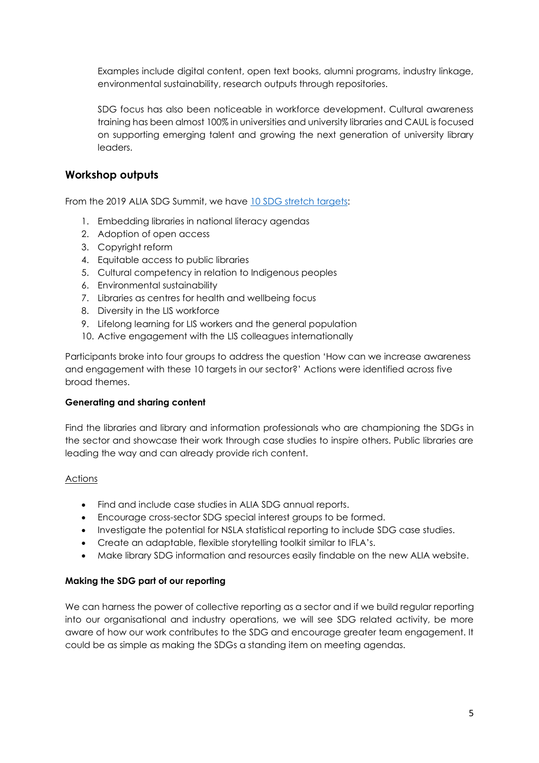Examples include digital content, open text books, alumni programs, industry linkage, environmental sustainability, research outputs through repositories.

SDG focus has also been noticeable in workforce development. Cultural awareness training has been almost 100% in universities and university libraries and CAUL is focused on supporting emerging talent and growing the next generation of university library leaders.

## Workshop outputs

From the 2019 ALIA SDG Summit, we have [10 SDG stretch targets](#):

1. Embedding libraries in national literacy agendas
2. Adoption of open access
3. Copyright reform
4. Equitable access to public libraries
5. Cultural competency in relation to Indigenous peoples
6. Environmental sustainability
7. Libraries as centres for health and wellbeing focus
8. Diversity in the LIS workforce
9. Lifelong learning for LIS workers and the general population
10. Active engagement with the LIS colleagues internationally

Participants broke into four groups to address the question 'How can we increase awareness and engagement with these 10 targets in our sector?' Actions were identified across five broad themes.

**Generating and sharing content**

Find the libraries and library and information professionals who are championing the SDGs in the sector and showcase their work through case studies to inspire others. Public libraries are leading the way and can already provide rich content.

<u>Actions</u>

- Find and include case studies in ALIA SDG annual reports.
- Encourage cross-sector SDG special interest groups to be formed.
- Investigate the potential for NSLA statistical reporting to include SDG case studies.
- Create an adaptable, flexible storytelling toolkit similar to IFLA's.
- Make library SDG information and resources easily findable on the new ALIA website.

**Making the SDG part of our reporting**

We can harness the power of collective reporting as a sector and if we build regular reporting into our organisational and industry operations, we will see SDG related activity, be more aware of how our work contributes to the SDG and encourage greater team engagement. It could be as simple as making the SDGs a standing item on meeting agendas.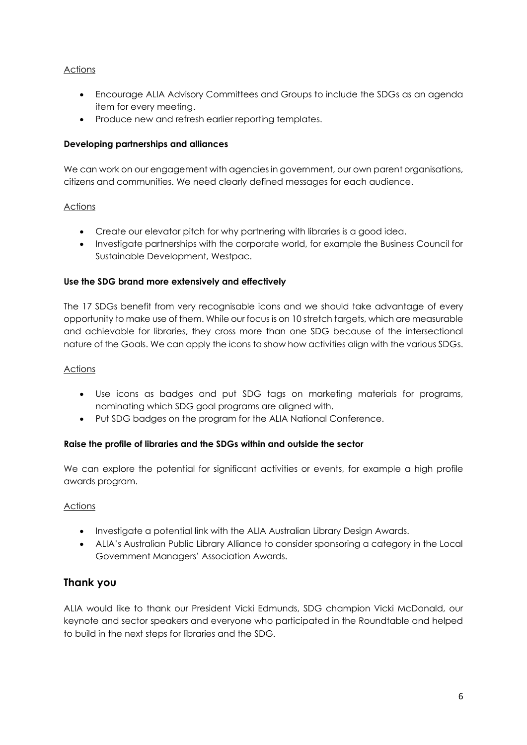Actions

- Encourage ALIA Advisory Committees and Groups to include the SDGs as an agenda item for every meeting.
- Produce new and refresh earlier reporting templates.

**Developing partnerships and alliances**

We can work on our engagement with agencies in government, our own parent organisations, citizens and communities. We need clearly defined messages for each audience.

Actions

- Create our elevator pitch for why partnering with libraries is a good idea.
- Investigate partnerships with the corporate world, for example the Business Council for Sustainable Development, Westpac.

**Use the SDG brand more extensively and effectively**

The 17 SDGs benefit from very recognisable icons and we should take advantage of every opportunity to make use of them. While our focus is on 10 stretch targets, which are measurable and achievable for libraries, they cross more than one SDG because of the intersectional nature of the Goals. We can apply the icons to show how activities align with the various SDGs.

Actions

- Use icons as badges and put SDG tags on marketing materials for programs, nominating which SDG goal programs are aligned with.
- Put SDG badges on the program for the ALIA National Conference.

**Raise the profile of libraries and the SDGs within and outside the sector**

We can explore the potential for significant activities or events, for example a high profile awards program.

Actions

- Investigate a potential link with the ALIA Australian Library Design Awards.
- ALIA's Australian Public Library Alliance to consider sponsoring a category in the Local Government Managers' Association Awards.

## Thank you

ALIA would like to thank our President Vicki Edmunds, SDG champion Vicki McDonald, our keynote and sector speakers and everyone who participated in the Roundtable and helped to build in the next steps for libraries and the SDG.